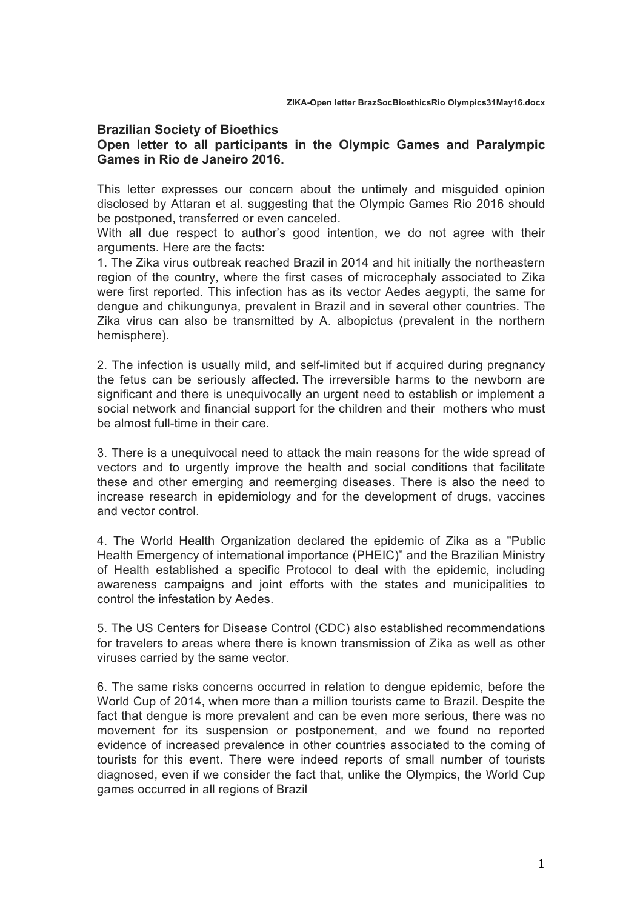**Brazilian Society of Bioethics**

**Open letter to all participants in the Olympic Games and Paralympic Games in Rio de Janeiro 2016.**

This letter expresses our concern about the untimely and misguided opinion disclosed by Attaran et al. suggesting that the Olympic Games Rio 2016 should be postponed, transferred or even canceled.

With all due respect to author's good intention, we do not agree with their arguments. Here are the facts:

1. The Zika virus outbreak reached Brazil in 2014 and hit initially the northeastern region of the country, where the first cases of microcephaly associated to Zika were first reported. This infection has as its vector Aedes aegypti, the same for dengue and chikungunya, prevalent in Brazil and in several other countries. The Zika virus can also be transmitted by A. albopictus (prevalent in the northern hemisphere).

2. The infection is usually mild, and self-limited but if acquired during pregnancy the fetus can be seriously affected. The irreversible harms to the newborn are significant and there is unequivocally an urgent need to establish or implement a social network and financial support for the children and their mothers who must be almost full-time in their care.

3. There is a unequivocal need to attack the main reasons for the wide spread of vectors and to urgently improve the health and social conditions that facilitate these and other emerging and reemerging diseases. There is also the need to increase research in epidemiology and for the development of drugs, vaccines and vector control.

4. The World Health Organization declared the epidemic of Zika as a "Public Health Emergency of international importance (PHEIC)" and the Brazilian Ministry of Health established a specific Protocol to deal with the epidemic, including awareness campaigns and joint efforts with the states and municipalities to control the infestation by Aedes.

5. The US Centers for Disease Control (CDC) also established recommendations for travelers to areas where there is known transmission of Zika as well as other viruses carried by the same vector.

6. The same risks concerns occurred in relation to dengue epidemic, before the World Cup of 2014, when more than a million tourists came to Brazil. Despite the fact that dengue is more prevalent and can be even more serious, there was no movement for its suspension or postponement, and we found no reported evidence of increased prevalence in other countries associated to the coming of tourists for this event. There were indeed reports of small number of tourists diagnosed, even if we consider the fact that, unlike the Olympics, the World Cup games occurred in all regions of Brazil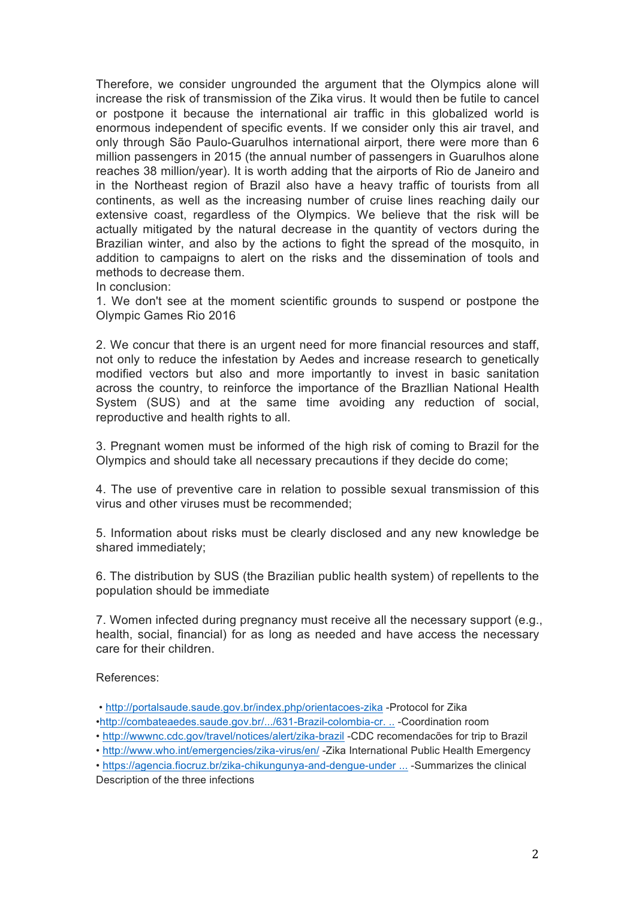Therefore, we consider ungrounded the argument that the Olympics alone will increase the risk of transmission of the Zika virus. It would then be futile to cancel or postpone it because the international air traffic in this globalized world is enormous independent of specific events. If we consider only this air travel, and only through São Paulo-Guarulhos international airport, there were more than 6 million passengers in 2015 (the annual number of passengers in Guarulhos alone reaches 38 million/year). It is worth adding that the airports of Rio de Janeiro and in the Northeast region of Brazil also have a heavy traffic of tourists from all continents, as well as the increasing number of cruise lines reaching daily our extensive coast, regardless of the Olympics. We believe that the risk will be actually mitigated by the natural decrease in the quantity of vectors during the Brazilian winter, and also by the actions to fight the spread of the mosquito, in addition to campaigns to alert on the risks and the dissemination of tools and methods to decrease them.

In conclusion:

1. We don't see at the moment scientific grounds to suspend or postpone the Olympic Games Rio 2016

2. We concur that there is an urgent need for more financial resources and staff, not only to reduce the infestation by Aedes and increase research to genetically modified vectors but also and more importantly to invest in basic sanitation across the country, to reinforce the importance of the Brazllian National Health System (SUS) and at the same time avoiding any reduction of social, reproductive and health rights to all.

3. Pregnant women must be informed of the high risk of coming to Brazil for the Olympics and should take all necessary precautions if they decide do come;

4. The use of preventive care in relation to possible sexual transmission of this virus and other viruses must be recommended;

5. Information about risks must be clearly disclosed and any new knowledge be shared immediately;

6. The distribution by SUS (the Brazilian public health system) of repellents to the population should be immediate

7. Women infected during pregnancy must receive all the necessary support (e.g., health, social, financial) for as long as needed and have access the necessary care for their children.

References:

- http://portalsaude.saude.gov.br/index.php/orientacoes-zika -Protocol for Zika
- http://combateaedes.saude.gov.br/.../631-Brazil-colombia-cr. .. -Coordination room
- http://wwwnc.cdc.gov/travel/notices/alert/zika-brazil -CDC recomendacões for trip to Brazil
- http://www.who.int/emergencies/zika-virus/en/ -Zika International Public Health Emergency
- https://agencia.fiocruz.br/zika-chikungunya-and-dengue-under ... -Summarizes the clinical Description of the three infections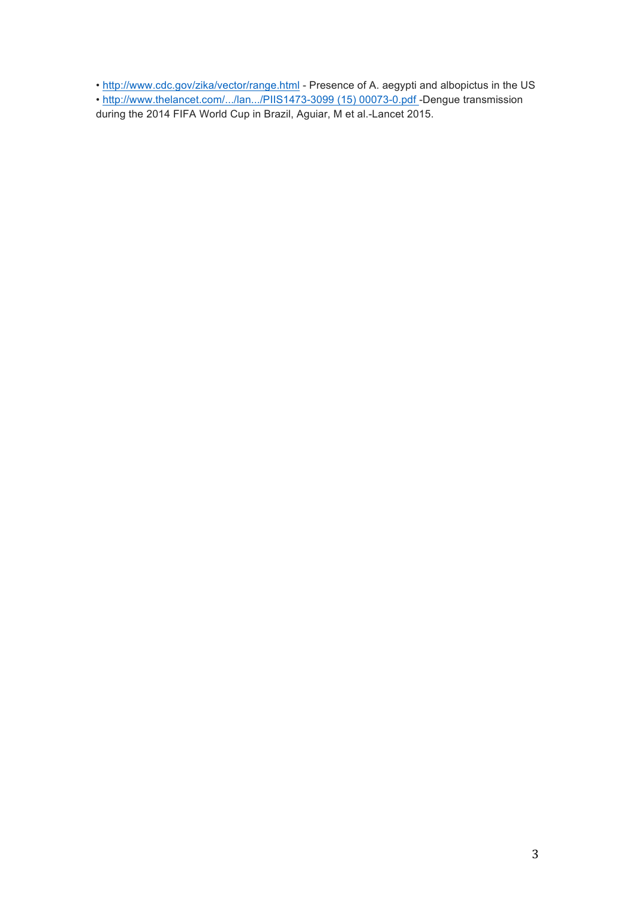- http://www.cdc.gov/zika/vector/range.html - Presence of A. aegypti and albopictus in the US
- http://www.thelancet.com/.../lan.../PIIS1473-3099 (15) 00073-0.pdf -Dengue transmission during the 2014 FIFA World Cup in Brazil, Aguiar, M et al.-Lancet 2015.